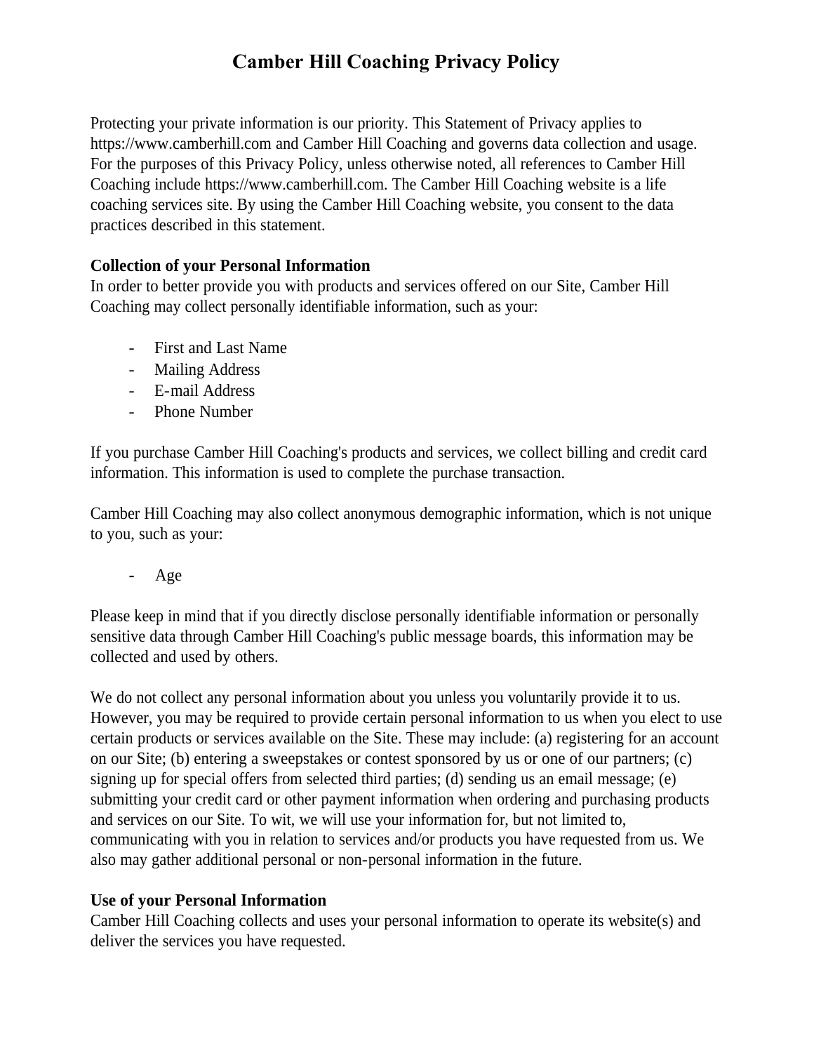# Camber Hill Coaching Privacy Policy

Protecting your private information is our priority. This Statement of Privacy applies to https://www.camberhill.com and Camber Hill Coaching and governs data collection and usage. For the purposes of this Privacy Policy, unless otherwise noted, all references to Camber Hill Coaching include https://www.camberhill.com. The Camber Hill Coaching website is a life coaching services site. By using the Camber Hill Coaching website, you consent to the data practices described in this statement.

**Collection of your Personal Information**

In order to better provide you with products and services offered on our Site, Camber Hill Coaching may collect personally identifiable information, such as your:

- First and Last Name
- Mailing Address
- E-mail Address
- Phone Number

If you purchase Camber Hill Coaching's products and services, we collect billing and credit card information. This information is used to complete the purchase transaction.

Camber Hill Coaching may also collect anonymous demographic information, which is not unique to you, such as your:

- Age

Please keep in mind that if you directly disclose personally identifiable information or personally sensitive data through Camber Hill Coaching's public message boards, this information may be collected and used by others.

We do not collect any personal information about you unless you voluntarily provide it to us. However, you may be required to provide certain personal information to us when you elect to use certain products or services available on the Site. These may include: (a) registering for an account on our Site; (b) entering a sweepstakes or contest sponsored by us or one of our partners; (c) signing up for special offers from selected third parties; (d) sending us an email message; (e) submitting your credit card or other payment information when ordering and purchasing products and services on our Site. To wit, we will use your information for, but not limited to, communicating with you in relation to services and/or products you have requested from us. We also may gather additional personal or non-personal information in the future.

**Use of your Personal Information**

Camber Hill Coaching collects and uses your personal information to operate its website(s) and deliver the services you have requested.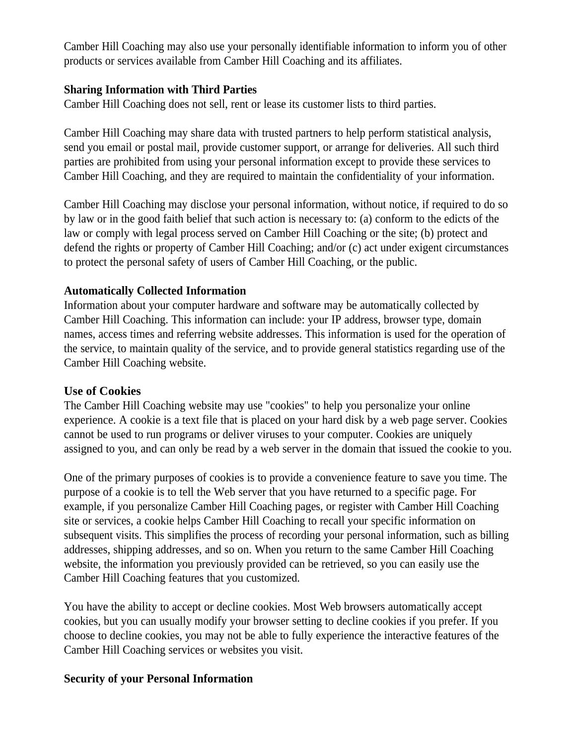Camber Hill Coaching may also use your personally identifiable information to inform you of other products or services available from Camber Hill Coaching and its affiliates.

**Sharing Information with Third Parties**

Camber Hill Coaching does not sell, rent or lease its customer lists to third parties.

Camber Hill Coaching may share data with trusted partners to help perform statistical analysis, send you email or postal mail, provide customer support, or arrange for deliveries. All such third parties are prohibited from using your personal information except to provide these services to Camber Hill Coaching, and they are required to maintain the confidentiality of your information.

Camber Hill Coaching may disclose your personal information, without notice, if required to do so by law or in the good faith belief that such action is necessary to: (a) conform to the edicts of the law or comply with legal process served on Camber Hill Coaching or the site; (b) protect and defend the rights or property of Camber Hill Coaching; and/or (c) act under exigent circumstances to protect the personal safety of users of Camber Hill Coaching, or the public.

**Automatically Collected Information**

Information about your computer hardware and software may be automatically collected by Camber Hill Coaching. This information can include: your IP address, browser type, domain names, access times and referring website addresses. This information is used for the operation of the service, to maintain quality of the service, and to provide general statistics regarding use of the Camber Hill Coaching website.

**Use of Cookies**

The Camber Hill Coaching website may use "cookies" to help you personalize your online experience. A cookie is a text file that is placed on your hard disk by a web page server. Cookies cannot be used to run programs or deliver viruses to your computer. Cookies are uniquely assigned to you, and can only be read by a web server in the domain that issued the cookie to you.

One of the primary purposes of cookies is to provide a convenience feature to save you time. The purpose of a cookie is to tell the Web server that you have returned to a specific page. For example, if you personalize Camber Hill Coaching pages, or register with Camber Hill Coaching site or services, a cookie helps Camber Hill Coaching to recall your specific information on subsequent visits. This simplifies the process of recording your personal information, such as billing addresses, shipping addresses, and so on. When you return to the same Camber Hill Coaching website, the information you previously provided can be retrieved, so you can easily use the Camber Hill Coaching features that you customized.

You have the ability to accept or decline cookies. Most Web browsers automatically accept cookies, but you can usually modify your browser setting to decline cookies if you prefer. If you choose to decline cookies, you may not be able to fully experience the interactive features of the Camber Hill Coaching services or websites you visit.

**Security of your Personal Information**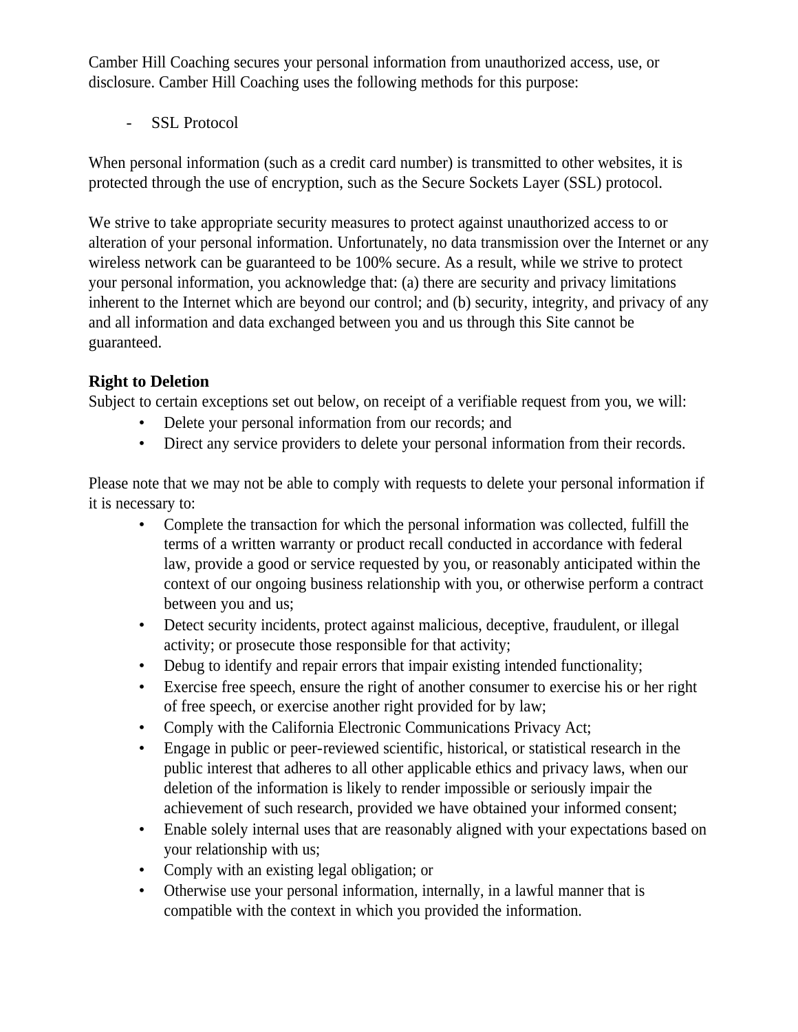Camber Hill Coaching secures your personal information from unauthorized access, use, or disclosure. Camber Hill Coaching uses the following methods for this purpose:

- SSL Protocol

When personal information (such as a credit card number) is transmitted to other websites, it is protected through the use of encryption, such as the Secure Sockets Layer (SSL) protocol.

We strive to take appropriate security measures to protect against unauthorized access to or alteration of your personal information. Unfortunately, no data transmission over the Internet or any wireless network can be guaranteed to be 100% secure. As a result, while we strive to protect your personal information, you acknowledge that: (a) there are security and privacy limitations inherent to the Internet which are beyond our control; and (b) security, integrity, and privacy of any and all information and data exchanged between you and us through this Site cannot be guaranteed.

**Right to Deletion**

Subject to certain exceptions set out below, on receipt of a verifiable request from you, we will:

- Delete your personal information from our records; and
- Direct any service providers to delete your personal information from their records.

Please note that we may not be able to comply with requests to delete your personal information if it is necessary to:

- Complete the transaction for which the personal information was collected, fulfill the terms of a written warranty or product recall conducted in accordance with federal law, provide a good or service requested by you, or reasonably anticipated within the context of our ongoing business relationship with you, or otherwise perform a contract between you and us;
- Detect security incidents, protect against malicious, deceptive, fraudulent, or illegal activity; or prosecute those responsible for that activity;
- Debug to identify and repair errors that impair existing intended functionality;
- Exercise free speech, ensure the right of another consumer to exercise his or her right of free speech, or exercise another right provided for by law;
- Comply with the California Electronic Communications Privacy Act;
- Engage in public or peer-reviewed scientific, historical, or statistical research in the public interest that adheres to all other applicable ethics and privacy laws, when our deletion of the information is likely to render impossible or seriously impair the achievement of such research, provided we have obtained your informed consent;
- Enable solely internal uses that are reasonably aligned with your expectations based on your relationship with us;
- Comply with an existing legal obligation; or
- Otherwise use your personal information, internally, in a lawful manner that is compatible with the context in which you provided the information.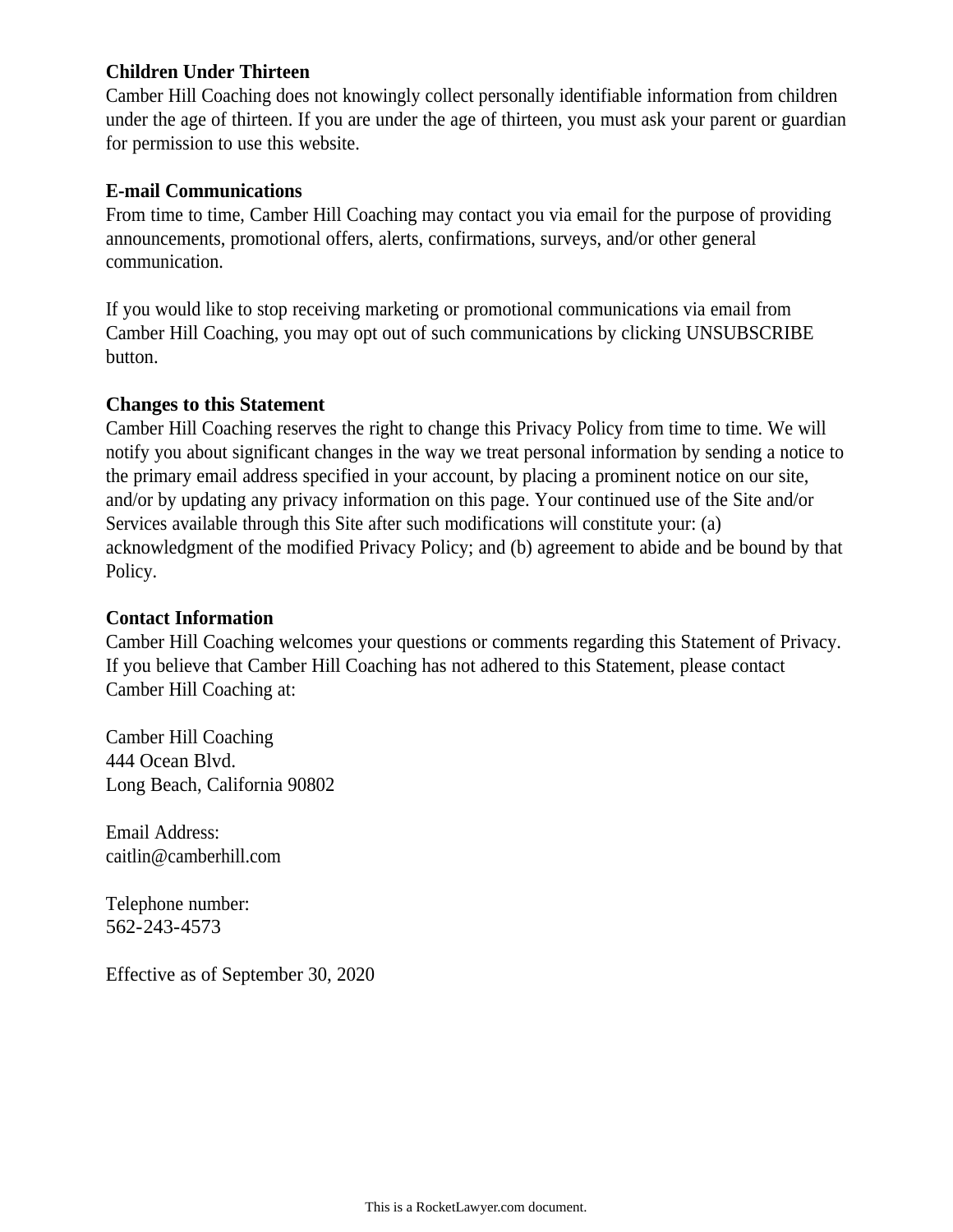**Children Under Thirteen**
Camber Hill Coaching does not knowingly collect personally identifiable information from children under the age of thirteen. If you are under the age of thirteen, you must ask your parent or guardian for permission to use this website.

**E-mail Communications**
From time to time, Camber Hill Coaching may contact you via email for the purpose of providing announcements, promotional offers, alerts, confirmations, surveys, and/or other general communication.

If you would like to stop receiving marketing or promotional communications via email from Camber Hill Coaching, you may opt out of such communications by clicking UNSUBSCRIBE button.

**Changes to this Statement**
Camber Hill Coaching reserves the right to change this Privacy Policy from time to time. We will notify you about significant changes in the way we treat personal information by sending a notice to the primary email address specified in your account, by placing a prominent notice on our site, and/or by updating any privacy information on this page. Your continued use of the Site and/or Services available through this Site after such modifications will constitute your: (a) acknowledgment of the modified Privacy Policy; and (b) agreement to abide and be bound by that Policy.

**Contact Information**
Camber Hill Coaching welcomes your questions or comments regarding this Statement of Privacy. If you believe that Camber Hill Coaching has not adhered to this Statement, please contact Camber Hill Coaching at:

Camber Hill Coaching
444 Ocean Blvd.
Long Beach, California 90802

Email Address:
caitlin@camberhill.com

Telephone number:
562-243-4573

Effective as of September 30, 2020

This is a RocketLawyer.com document.